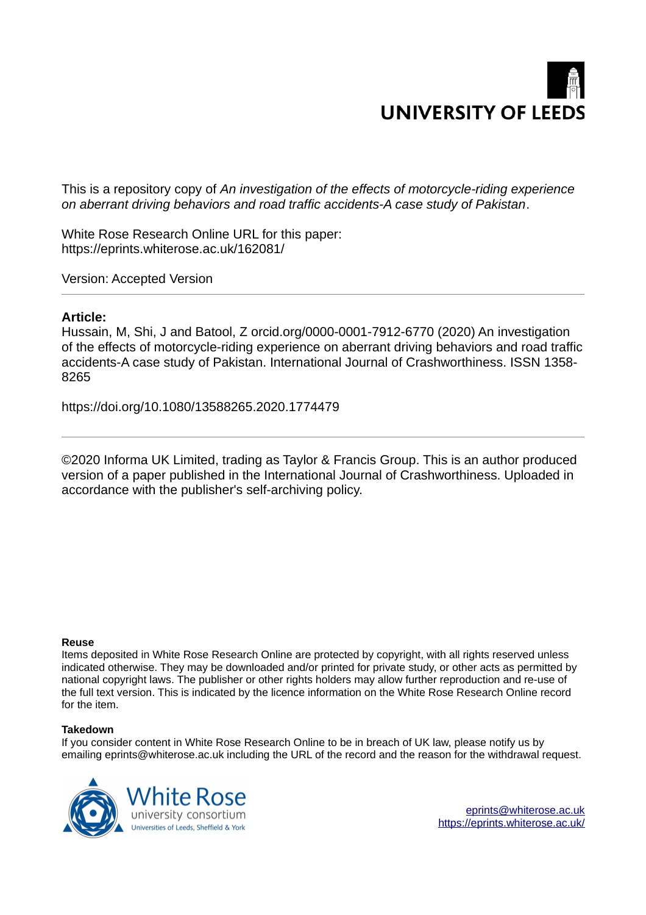UNIVERSITY OF LEEDS

This is a repository copy of *An investigation of the effects of motorcycle-riding experience on aberrant driving behaviors and road traffic accidents-A case study of Pakistan*.

White Rose Research Online URL for this paper:
https://eprints.whiterose.ac.uk/162081/

Version: Accepted Version

---

**Article:**

Hussain, M, Shi, J and Batool, Z orcid.org/0000-0001-7912-6770 (2020) An investigation of the effects of motorcycle-riding experience on aberrant driving behaviors and road traffic accidents-A case study of Pakistan. International Journal of Crashworthiness. ISSN 1358-8265

https://doi.org/10.1080/13588265.2020.1774479

---

©2020 Informa UK Limited, trading as Taylor & Francis Group. This is an author produced version of a paper published in the International Journal of Crashworthiness. Uploaded in accordance with the publisher's self-archiving policy.

**Reuse**

Items deposited in White Rose Research Online are protected by copyright, with all rights reserved unless indicated otherwise. They may be downloaded and/or printed for private study, or other acts as permitted by national copyright laws. The publisher or other rights holders may allow further reproduction and re-use of the full text version. This is indicated by the licence information on the White Rose Research Online record for the item.

**Takedown**

If you consider content in White Rose Research Online to be in breach of UK law, please notify us by emailing eprints@whiterose.ac.uk including the URL of the record and the reason for the withdrawal request.

White Rose university consortium
Universities of Leeds, Sheffield & York

eprints@whiterose.ac.uk
https://eprints.whiterose.ac.uk/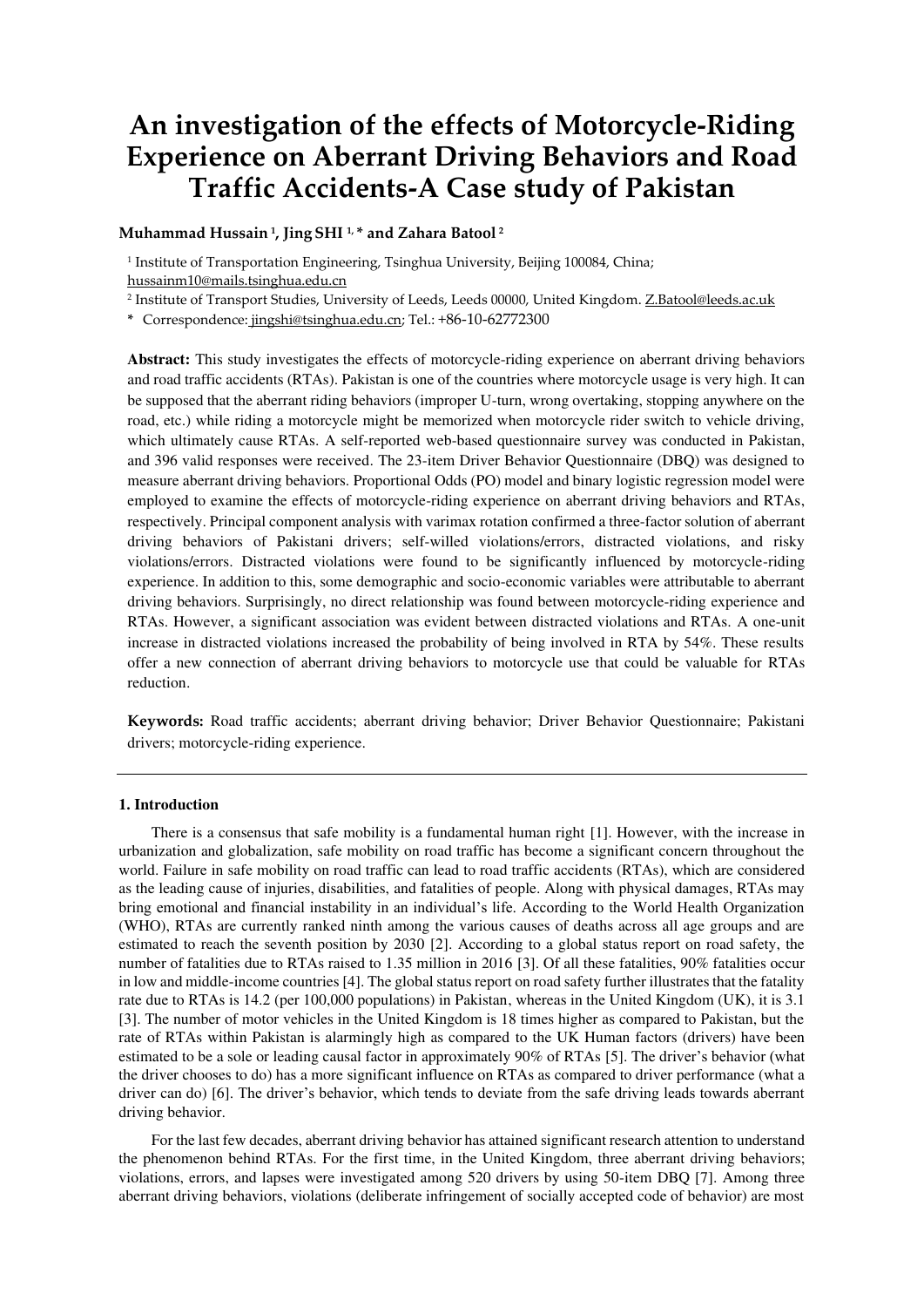# An investigation of the effects of Motorcycle-Riding Experience on Aberrant Driving Behaviors and Road Traffic Accidents-A Case study of Pakistan

**Muhammad Hussain [1], Jing SHI [1,*] and Zahara Batool [2]**

[1] Institute of Transportation Engineering, Tsinghua University, Beijing 100084, China; hussainm10@mails.tsinghua.edu.cn

[2] Institute of Transport Studies, University of Leeds, Leeds 00000, United Kingdom. Z.Batool@leeds.ac.uk

\* Correspondence: jingshi@tsinghua.edu.cn; Tel.: +86-10-62772300

**Abstract:** This study investigates the effects of motorcycle-riding experience on aberrant driving behaviors and road traffic accidents (RTAs). Pakistan is one of the countries where motorcycle usage is very high. It can be supposed that the aberrant riding behaviors (improper U-turn, wrong overtaking, stopping anywhere on the road, etc.) while riding a motorcycle might be memorized when motorcycle rider switch to vehicle driving, which ultimately cause RTAs. A self-reported web-based questionnaire survey was conducted in Pakistan, and 396 valid responses were received. The 23-item Driver Behavior Questionnaire (DBQ) was designed to measure aberrant driving behaviors. Proportional Odds (PO) model and binary logistic regression model were employed to examine the effects of motorcycle-riding experience on aberrant driving behaviors and RTAs, respectively. Principal component analysis with varimax rotation confirmed a three-factor solution of aberrant driving behaviors of Pakistani drivers; self-willed violations/errors, distracted violations, and risky violations/errors. Distracted violations were found to be significantly influenced by motorcycle-riding experience. In addition to this, some demographic and socio-economic variables were attributable to aberrant driving behaviors. Surprisingly, no direct relationship was found between motorcycle-riding experience and RTAs. However, a significant association was evident between distracted violations and RTAs. A one-unit increase in distracted violations increased the probability of being involved in RTA by 54%. These results offer a new connection of aberrant driving behaviors to motorcycle use that could be valuable for RTAs reduction.

**Keywords:** Road traffic accidents; aberrant driving behavior; Driver Behavior Questionnaire; Pakistani drivers; motorcycle-riding experience.

## 1. Introduction

There is a consensus that safe mobility is a fundamental human right [1]. However, with the increase in urbanization and globalization, safe mobility on road traffic has become a significant concern throughout the world. Failure in safe mobility on road traffic can lead to road traffic accidents (RTAs), which are considered as the leading cause of injuries, disabilities, and fatalities of people. Along with physical damages, RTAs may bring emotional and financial instability in an individual's life. According to the World Health Organization (WHO), RTAs are currently ranked ninth among the various causes of deaths across all age groups and are estimated to reach the seventh position by 2030 [2]. According to a global status report on road safety, the number of fatalities due to RTAs raised to 1.35 million in 2016 [3]. Of all these fatalities, 90% fatalities occur in low and middle-income countries [4]. The global status report on road safety further illustrates that the fatality rate due to RTAs is 14.2 (per 100,000 populations) in Pakistan, whereas in the United Kingdom (UK), it is 3.1 [3]. The number of motor vehicles in the United Kingdom is 18 times higher as compared to Pakistan, but the rate of RTAs within Pakistan is alarmingly high as compared to the UK Human factors (drivers) have been estimated to be a sole or leading causal factor in approximately 90% of RTAs [5]. The driver's behavior (what the driver chooses to do) has a more significant influence on RTAs as compared to driver performance (what a driver can do) [6]. The driver's behavior, which tends to deviate from the safe driving leads towards aberrant driving behavior.

For the last few decades, aberrant driving behavior has attained significant research attention to understand the phenomenon behind RTAs. For the first time, in the United Kingdom, three aberrant driving behaviors; violations, errors, and lapses were investigated among 520 drivers by using 50-item DBQ [7]. Among three aberrant driving behaviors, violations (deliberate infringement of socially accepted code of behavior) are most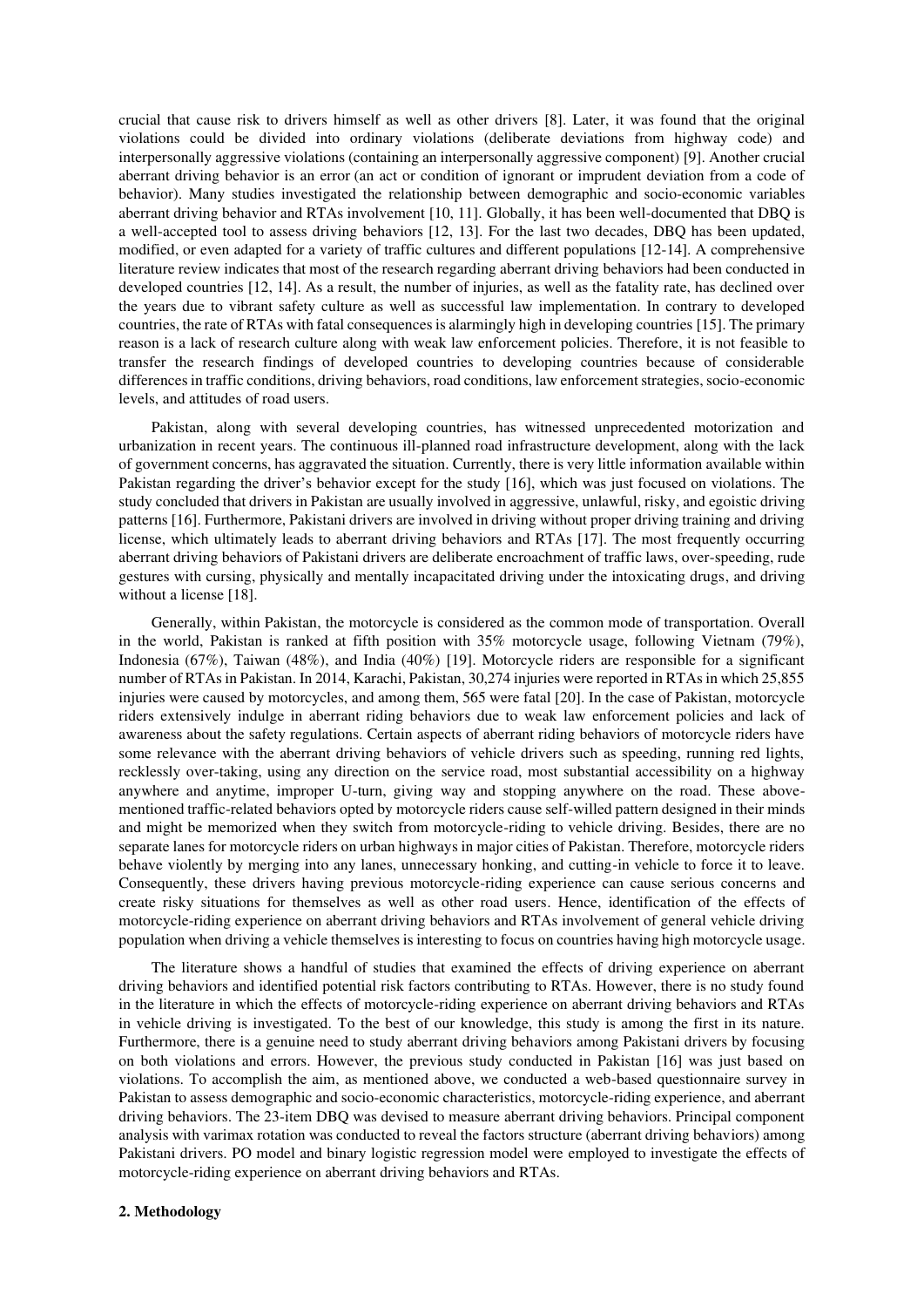crucial that cause risk to drivers himself as well as other drivers [8]. Later, it was found that the original violations could be divided into ordinary violations (deliberate deviations from highway code) and interpersonally aggressive violations (containing an interpersonally aggressive component) [9]. Another crucial aberrant driving behavior is an error (an act or condition of ignorant or imprudent deviation from a code of behavior). Many studies investigated the relationship between demographic and socio-economic variables aberrant driving behavior and RTAs involvement [10, 11]. Globally, it has been well-documented that DBQ is a well-accepted tool to assess driving behaviors [12, 13]. For the last two decades, DBQ has been updated, modified, or even adapted for a variety of traffic cultures and different populations [12-14]. A comprehensive literature review indicates that most of the research regarding aberrant driving behaviors had been conducted in developed countries [12, 14]. As a result, the number of injuries, as well as the fatality rate, has declined over the years due to vibrant safety culture as well as successful law implementation. In contrary to developed countries, the rate of RTAs with fatal consequences is alarmingly high in developing countries [15]. The primary reason is a lack of research culture along with weak law enforcement policies. Therefore, it is not feasible to transfer the research findings of developed countries to developing countries because of considerable differences in traffic conditions, driving behaviors, road conditions, law enforcement strategies, socio-economic levels, and attitudes of road users.

Pakistan, along with several developing countries, has witnessed unprecedented motorization and urbanization in recent years. The continuous ill-planned road infrastructure development, along with the lack of government concerns, has aggravated the situation. Currently, there is very little information available within Pakistan regarding the driver's behavior except for the study [16], which was just focused on violations. The study concluded that drivers in Pakistan are usually involved in aggressive, unlawful, risky, and egoistic driving patterns [16]. Furthermore, Pakistani drivers are involved in driving without proper driving training and driving license, which ultimately leads to aberrant driving behaviors and RTAs [17]. The most frequently occurring aberrant driving behaviors of Pakistani drivers are deliberate encroachment of traffic laws, over-speeding, rude gestures with cursing, physically and mentally incapacitated driving under the intoxicating drugs, and driving without a license [18].

Generally, within Pakistan, the motorcycle is considered as the common mode of transportation. Overall in the world, Pakistan is ranked at fifth position with 35% motorcycle usage, following Vietnam (79%), Indonesia (67%), Taiwan (48%), and India (40%) [19]. Motorcycle riders are responsible for a significant number of RTAs in Pakistan. In 2014, Karachi, Pakistan, 30,274 injuries were reported in RTAs in which 25,855 injuries were caused by motorcycles, and among them, 565 were fatal [20]. In the case of Pakistan, motorcycle riders extensively indulge in aberrant riding behaviors due to weak law enforcement policies and lack of awareness about the safety regulations. Certain aspects of aberrant riding behaviors of motorcycle riders have some relevance with the aberrant driving behaviors of vehicle drivers such as speeding, running red lights, recklessly over-taking, using any direction on the service road, most substantial accessibility on a highway anywhere and anytime, improper U-turn, giving way and stopping anywhere on the road. These above-mentioned traffic-related behaviors opted by motorcycle riders cause self-willed pattern designed in their minds and might be memorized when they switch from motorcycle-riding to vehicle driving. Besides, there are no separate lanes for motorcycle riders on urban highways in major cities of Pakistan. Therefore, motorcycle riders behave violently by merging into any lanes, unnecessary honking, and cutting-in vehicle to force it to leave. Consequently, these drivers having previous motorcycle-riding experience can cause serious concerns and create risky situations for themselves as well as other road users. Hence, identification of the effects of motorcycle-riding experience on aberrant driving behaviors and RTAs involvement of general vehicle driving population when driving a vehicle themselves is interesting to focus on countries having high motorcycle usage.

The literature shows a handful of studies that examined the effects of driving experience on aberrant driving behaviors and identified potential risk factors contributing to RTAs. However, there is no study found in the literature in which the effects of motorcycle-riding experience on aberrant driving behaviors and RTAs in vehicle driving is investigated. To the best of our knowledge, this study is among the first in its nature. Furthermore, there is a genuine need to study aberrant driving behaviors among Pakistani drivers by focusing on both violations and errors. However, the previous study conducted in Pakistan [16] was just based on violations. To accomplish the aim, as mentioned above, we conducted a web-based questionnaire survey in Pakistan to assess demographic and socio-economic characteristics, motorcycle-riding experience, and aberrant driving behaviors. The 23-item DBQ was devised to measure aberrant driving behaviors. Principal component analysis with varimax rotation was conducted to reveal the factors structure (aberrant driving behaviors) among Pakistani drivers. PO model and binary logistic regression model were employed to investigate the effects of motorcycle-riding experience on aberrant driving behaviors and RTAs.

## 2. Methodology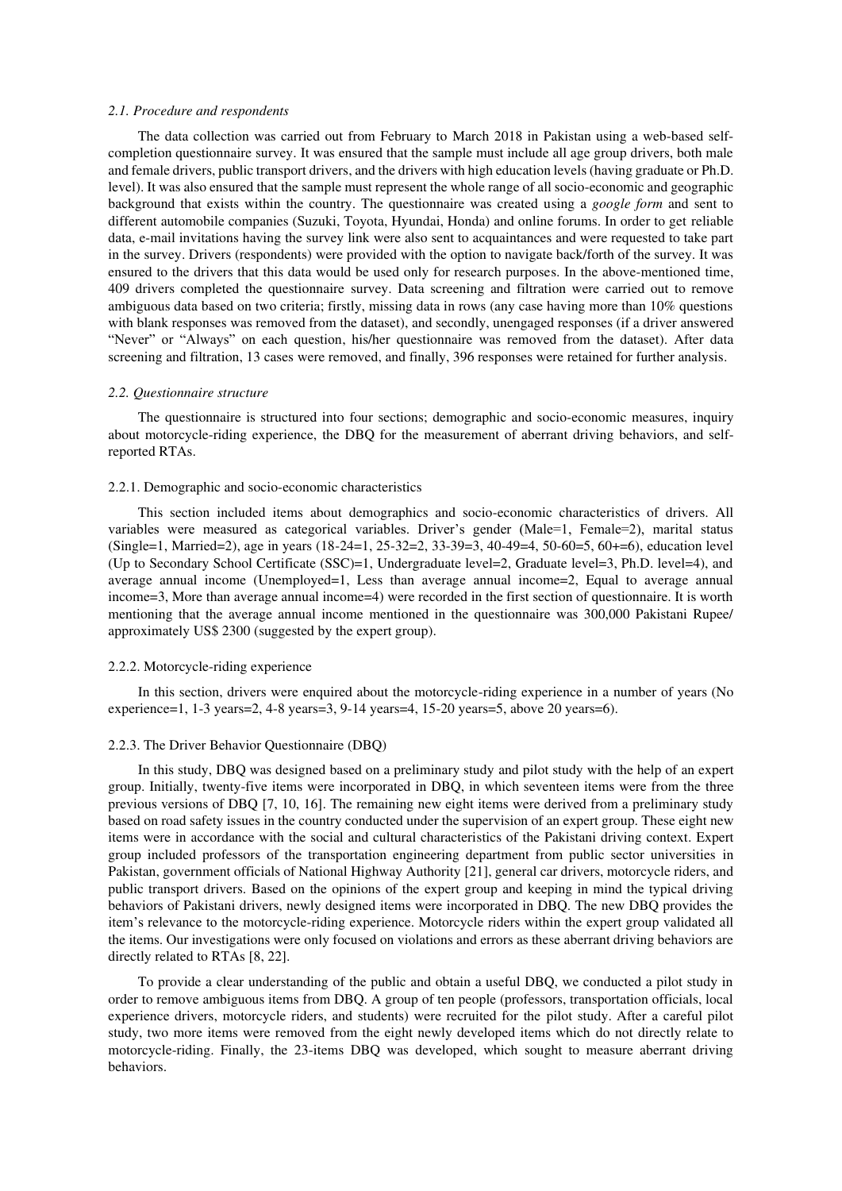### *2.1. Procedure and respondents*

The data collection was carried out from February to March 2018 in Pakistan using a web-based self-completion questionnaire survey. It was ensured that the sample must include all age group drivers, both male and female drivers, public transport drivers, and the drivers with high education levels (having graduate or Ph.D. level). It was also ensured that the sample must represent the whole range of all socio-economic and geographic background that exists within the country. The questionnaire was created using a *google form* and sent to different automobile companies (Suzuki, Toyota, Hyundai, Honda) and online forums. In order to get reliable data, e-mail invitations having the survey link were also sent to acquaintances and were requested to take part in the survey. Drivers (respondents) were provided with the option to navigate back/forth of the survey. It was ensured to the drivers that this data would be used only for research purposes. In the above-mentioned time, 409 drivers completed the questionnaire survey. Data screening and filtration were carried out to remove ambiguous data based on two criteria; firstly, missing data in rows (any case having more than 10% questions with blank responses was removed from the dataset), and secondly, unengaged responses (if a driver answered "Never" or "Always" on each question, his/her questionnaire was removed from the dataset). After data screening and filtration, 13 cases were removed, and finally, 396 responses were retained for further analysis.

### *2.2. Questionnaire structure*

The questionnaire is structured into four sections; demographic and socio-economic measures, inquiry about motorcycle-riding experience, the DBQ for the measurement of aberrant driving behaviors, and self-reported RTAs.

#### 2.2.1. Demographic and socio-economic characteristics

This section included items about demographics and socio-economic characteristics of drivers. All variables were measured as categorical variables. Driver's gender (Male=1, Female=2), marital status (Single=1, Married=2), age in years (18-24=1, 25-32=2, 33-39=3, 40-49=4, 50-60=5, 60+=6), education level (Up to Secondary School Certificate (SSC)=1, Undergraduate level=2, Graduate level=3, Ph.D. level=4), and average annual income (Unemployed=1, Less than average annual income=2, Equal to average annual income=3, More than average annual income=4) were recorded in the first section of questionnaire. It is worth mentioning that the average annual income mentioned in the questionnaire was 300,000 Pakistani Rupee/ approximately US$ 2300 (suggested by the expert group).

#### 2.2.2. Motorcycle-riding experience

In this section, drivers were enquired about the motorcycle-riding experience in a number of years (No experience=1, 1-3 years=2, 4-8 years=3, 9-14 years=4, 15-20 years=5, above 20 years=6).

#### 2.2.3. The Driver Behavior Questionnaire (DBQ)

In this study, DBQ was designed based on a preliminary study and pilot study with the help of an expert group. Initially, twenty-five items were incorporated in DBQ, in which seventeen items were from the three previous versions of DBQ [7, 10, 16]. The remaining new eight items were derived from a preliminary study based on road safety issues in the country conducted under the supervision of an expert group. These eight new items were in accordance with the social and cultural characteristics of the Pakistani driving context. Expert group included professors of the transportation engineering department from public sector universities in Pakistan, government officials of National Highway Authority [21], general car drivers, motorcycle riders, and public transport drivers. Based on the opinions of the expert group and keeping in mind the typical driving behaviors of Pakistani drivers, newly designed items were incorporated in DBQ. The new DBQ provides the item's relevance to the motorcycle-riding experience. Motorcycle riders within the expert group validated all the items. Our investigations were only focused on violations and errors as these aberrant driving behaviors are directly related to RTAs [8, 22].

To provide a clear understanding of the public and obtain a useful DBQ, we conducted a pilot study in order to remove ambiguous items from DBQ. A group of ten people (professors, transportation officials, local experience drivers, motorcycle riders, and students) were recruited for the pilot study. After a careful pilot study, two more items were removed from the eight newly developed items which do not directly relate to motorcycle-riding. Finally, the 23-items DBQ was developed, which sought to measure aberrant driving behaviors.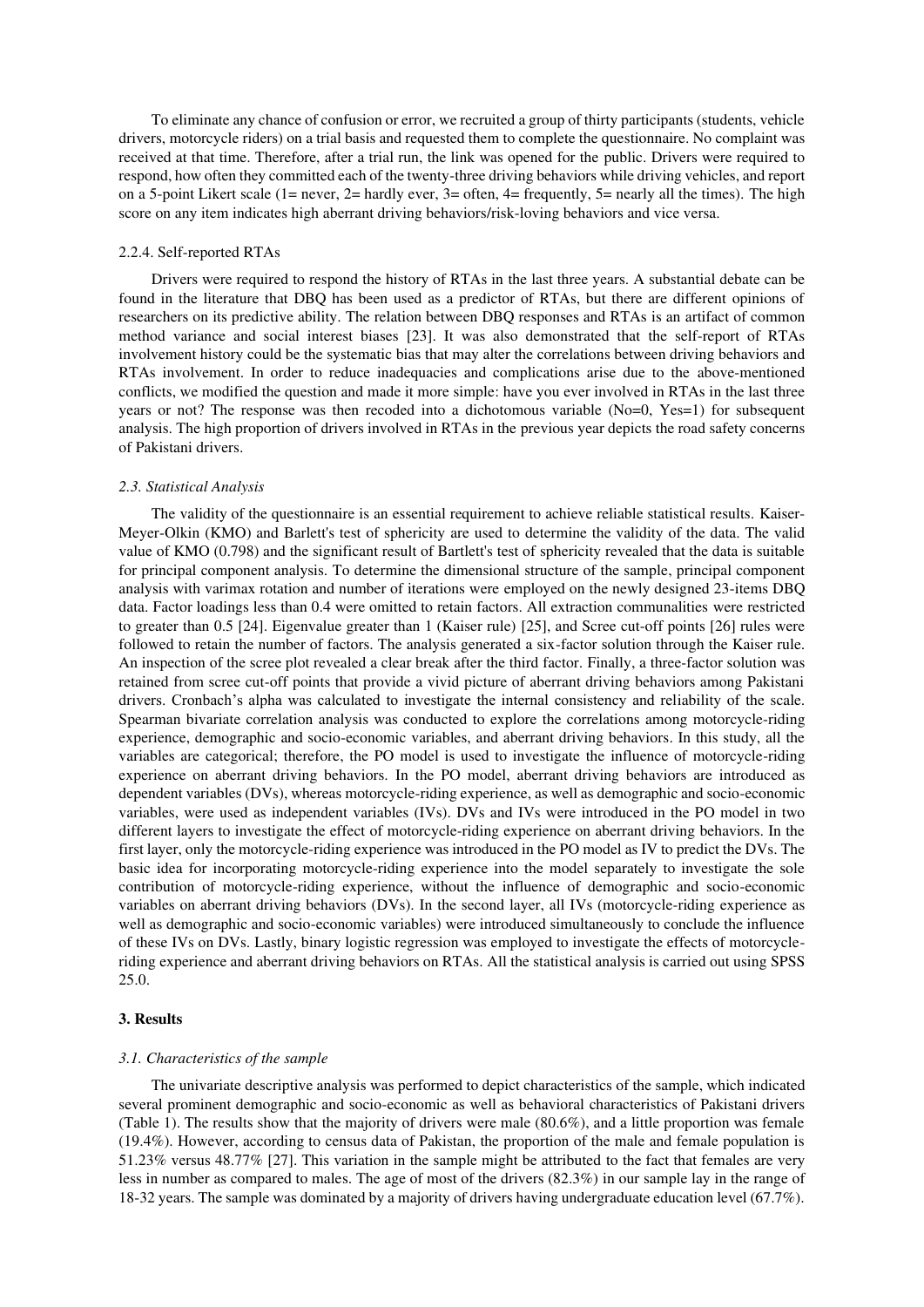To eliminate any chance of confusion or error, we recruited a group of thirty participants (students, vehicle drivers, motorcycle riders) on a trial basis and requested them to complete the questionnaire. No complaint was received at that time. Therefore, after a trial run, the link was opened for the public. Drivers were required to respond, how often they committed each of the twenty-three driving behaviors while driving vehicles, and report on a 5-point Likert scale (1= never, 2= hardly ever, 3= often, 4= frequently, 5= nearly all the times). The high score on any item indicates high aberrant driving behaviors/risk-loving behaviors and vice versa.

#### 2.2.4. Self-reported RTAs

Drivers were required to respond the history of RTAs in the last three years. A substantial debate can be found in the literature that DBQ has been used as a predictor of RTAs, but there are different opinions of researchers on its predictive ability. The relation between DBQ responses and RTAs is an artifact of common method variance and social interest biases [23]. It was also demonstrated that the self-report of RTAs involvement history could be the systematic bias that may alter the correlations between driving behaviors and RTAs involvement. In order to reduce inadequacies and complications arise due to the above-mentioned conflicts, we modified the question and made it more simple: have you ever involved in RTAs in the last three years or not? The response was then recoded into a dichotomous variable (No=0, Yes=1) for subsequent analysis. The high proportion of drivers involved in RTAs in the previous year depicts the road safety concerns of Pakistani drivers.

### *2.3. Statistical Analysis*

The validity of the questionnaire is an essential requirement to achieve reliable statistical results. Kaiser-Meyer-Olkin (KMO) and Barlett's test of sphericity are used to determine the validity of the data. The valid value of KMO (0.798) and the significant result of Bartlett's test of sphericity revealed that the data is suitable for principal component analysis. To determine the dimensional structure of the sample, principal component analysis with varimax rotation and number of iterations were employed on the newly designed 23-items DBQ data. Factor loadings less than 0.4 were omitted to retain factors. All extraction communalities were restricted to greater than 0.5 [24]. Eigenvalue greater than 1 (Kaiser rule) [25], and Scree cut-off points [26] rules were followed to retain the number of factors. The analysis generated a six-factor solution through the Kaiser rule. An inspection of the scree plot revealed a clear break after the third factor. Finally, a three-factor solution was retained from scree cut-off points that provide a vivid picture of aberrant driving behaviors among Pakistani drivers. Cronbach's alpha was calculated to investigate the internal consistency and reliability of the scale. Spearman bivariate correlation analysis was conducted to explore the correlations among motorcycle-riding experience, demographic and socio-economic variables, and aberrant driving behaviors. In this study, all the variables are categorical; therefore, the PO model is used to investigate the influence of motorcycle-riding experience on aberrant driving behaviors. In the PO model, aberrant driving behaviors are introduced as dependent variables (DVs), whereas motorcycle-riding experience, as well as demographic and socio-economic variables, were used as independent variables (IVs). DVs and IVs were introduced in the PO model in two different layers to investigate the effect of motorcycle-riding experience on aberrant driving behaviors. In the first layer, only the motorcycle-riding experience was introduced in the PO model as IV to predict the DVs. The basic idea for incorporating motorcycle-riding experience into the model separately to investigate the sole contribution of motorcycle-riding experience, without the influence of demographic and socio-economic variables on aberrant driving behaviors (DVs). In the second layer, all IVs (motorcycle-riding experience as well as demographic and socio-economic variables) were introduced simultaneously to conclude the influence of these IVs on DVs. Lastly, binary logistic regression was employed to investigate the effects of motorcycle-riding experience and aberrant driving behaviors on RTAs. All the statistical analysis is carried out using SPSS 25.0.

## 3. Results

### *3.1. Characteristics of the sample*

The univariate descriptive analysis was performed to depict characteristics of the sample, which indicated several prominent demographic and socio-economic as well as behavioral characteristics of Pakistani drivers (Table 1). The results show that the majority of drivers were male (80.6%), and a little proportion was female (19.4%). However, according to census data of Pakistan, the proportion of the male and female population is 51.23% versus 48.77% [27]. This variation in the sample might be attributed to the fact that females are very less in number as compared to males. The age of most of the drivers (82.3%) in our sample lay in the range of 18-32 years. The sample was dominated by a majority of drivers having undergraduate education level (67.7%).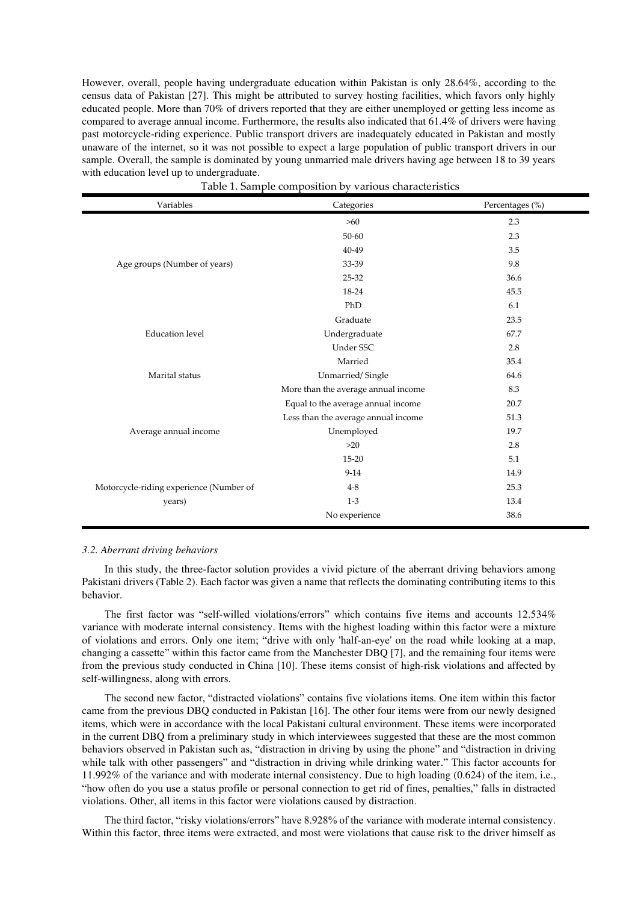However, overall, people having undergraduate education within Pakistan is only 28.64%, according to the census data of Pakistan [27]. This might be attributed to survey hosting facilities, which favors only highly educated people. More than 70% of drivers reported that they are either unemployed or getting less income as compared to average annual income. Furthermore, the results also indicated that 61.4% of drivers were having past motorcycle-riding experience. Public transport drivers are inadequately educated in Pakistan and mostly unaware of the internet, so it was not possible to expect a large population of public transport drivers in our sample. Overall, the sample is dominated by young unmarried male drivers having age between 18 to 39 years with education level up to undergraduate.

Table 1. Sample composition by various characteristics

| Variables | Categories | Percentages (%) |
|---|---|---|
| Age groups (Number of years) | >60 | 2.3 |
| | 50-60 | 2.3 |
| | 40-49 | 3.5 |
| | 33-39 | 9.8 |
| | 25-32 | 36.6 |
| | 18-24 | 45.5 |
| Education level | PhD | 6.1 |
| | Graduate | 23.5 |
| | Undergraduate | 67.7 |
| | Under SSC | 2.8 |
| Marital status | Married | 35.4 |
| | Unmarried/ Single | 64.6 |
| Average annual income | More than the average annual income | 8.3 |
| | Equal to the average annual income | 20.7 |
| | Less than the average annual income | 51.3 |
| | Unemployed | 19.7 |
| Motorcycle-riding experience (Number of years) | >20 | 2.8 |
| | 15-20 | 5.1 |
| | 9-14 | 14.9 |
| | 4-8 | 25.3 |
| | 1-3 | 13.4 |
| | No experience | 38.6 |

### *3.2. Aberrant driving behaviors*

In this study, the three-factor solution provides a vivid picture of the aberrant driving behaviors among Pakistani drivers (Table 2). Each factor was given a name that reflects the dominating contributing items to this behavior.

The first factor was "self-willed violations/errors" which contains five items and accounts 12.534% variance with moderate internal consistency. Items with the highest loading within this factor were a mixture of violations and errors. Only one item; "drive with only 'half-an-eye' on the road while looking at a map, changing a cassette" within this factor came from the Manchester DBQ [7], and the remaining four items were from the previous study conducted in China [10]. These items consist of high-risk violations and affected by self-willingness, along with errors.

The second new factor, "distracted violations" contains five violations items. One item within this factor came from the previous DBQ conducted in Pakistan [16]. The other four items were from our newly designed items, which were in accordance with the local Pakistani cultural environment. These items were incorporated in the current DBQ from a preliminary study in which interviewees suggested that these are the most common behaviors observed in Pakistan such as, "distraction in driving by using the phone" and "distraction in driving while talk with other passengers" and "distraction in driving while drinking water." This factor accounts for 11.992% of the variance and with moderate internal consistency. Due to high loading (0.624) of the item, i.e., "how often do you use a status profile or personal connection to get rid of fines, penalties," falls in distracted violations. Other, all items in this factor were violations caused by distraction.

The third factor, "risky violations/errors" have 8.928% of the variance with moderate internal consistency. Within this factor, three items were extracted, and most were violations that cause risk to the driver himself as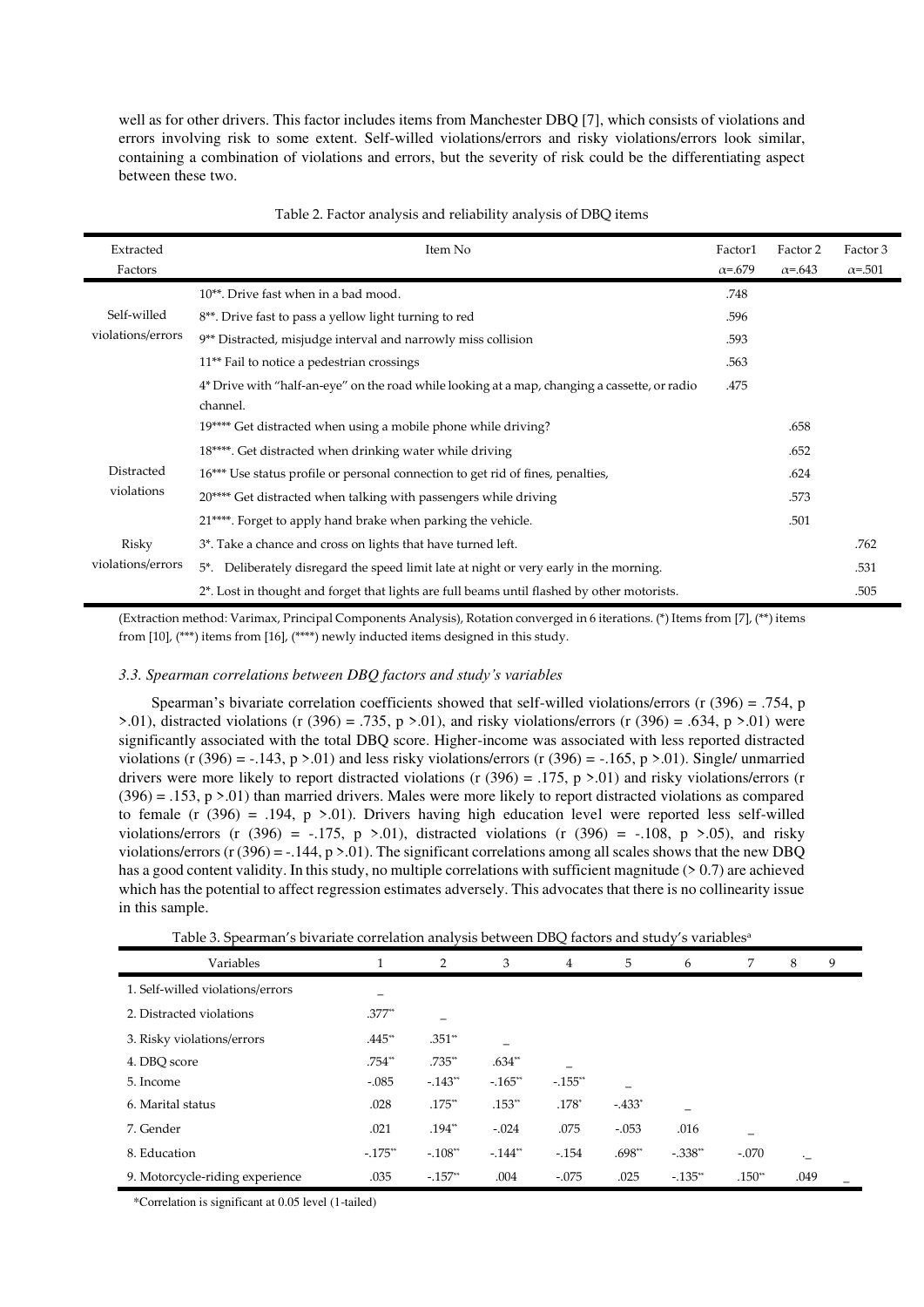well as for other drivers. This factor includes items from Manchester DBQ [7], which consists of violations and errors involving risk to some extent. Self-willed violations/errors and risky violations/errors look similar, containing a combination of violations and errors, but the severity of risk could be the differentiating aspect between these two.

Table 2. Factor analysis and reliability analysis of DBQ items

| Extracted Factors | Item No | Factor1 $\alpha$=.679 | Factor 2 $\alpha$=.643 | Factor 3 $\alpha$=.501 |
|---|---|---|---|---|
| Self-willed violations/errors | 10**. Drive fast when in a bad mood. | .748 | | |
| | 8**. Drive fast to pass a yellow light turning to red | .596 | | |
| | 9** Distracted, misjudge interval and narrowly miss collision | .593 | | |
| | 11** Fail to notice a pedestrian crossings | .563 | | |
| | 4* Drive with "half-an-eye" on the road while looking at a map, changing a cassette, or radio channel. | .475 | | |
| Distracted violations | 19**** Get distracted when using a mobile phone while driving? | | .658 | |
| | 18****. Get distracted when drinking water while driving | | .652 | |
| | 16*** Use status profile or personal connection to get rid of fines, penalties, | | .624 | |
| | 20**** Get distracted when talking with passengers while driving | | .573 | |
| | 21****. Forget to apply hand brake when parking the vehicle. | | .501 | |
| Risky violations/errors | 3*. Take a chance and cross on lights that have turned left. | | | .762 |
| | 5*. Deliberately disregard the speed limit late at night or very early in the morning. | | | .531 |
| | 2*. Lost in thought and forget that lights are full beams until flashed by other motorists. | | | .505 |

(Extraction method: Varimax, Principal Components Analysis), Rotation converged in 6 iterations. (*) Items from [7], (**) items from [10], (***) items from [16], (****) newly inducted items designed in this study.

### 3.3. Spearman correlations between DBQ factors and study's variables

Spearman's bivariate correlation coefficients showed that self-willed violations/errors (r (396) = .754, p >.01), distracted violations (r (396) = .735, p >.01), and risky violations/errors (r (396) = .634, p >.01) were significantly associated with the total DBQ score. Higher-income was associated with less reported distracted violations (r (396) = -.143, p >.01) and less risky violations/errors (r (396) = -.165, p >.01). Single/ unmarried drivers were more likely to report distracted violations (r (396) = .175, p >.01) and risky violations/errors (r (396) = .153, p >.01) than married drivers. Males were more likely to report distracted violations as compared to female (r (396) = .194, p >.01). Drivers having high education level were reported less self-willed violations/errors (r (396) = -.175, p >.01), distracted violations (r (396) = -.108, p >.05), and risky violations/errors (r (396) = -.144, p >.01). The significant correlations among all scales shows that the new DBQ has a good content validity. In this study, no multiple correlations with sufficient magnitude (> 0.7) are achieved which has the potential to affect regression estimates adversely. This advocates that there is no collinearity issue in this sample.

Table 3. Spearman's bivariate correlation analysis between DBQ factors and study's variables[a]

| Variables | 1 | 2 | 3 | 4 | 5 | 6 | 7 | 8 | 9 |
|---|---|---|---|---|---|---|---|---|---|
| 1. Self-willed violations/errors | _ | | | | | | | | |
| 2. Distracted violations | .377** | _ | | | | | | | |
| 3. Risky violations/errors | .445** | .351** | _ | | | | | | |
| 4. DBQ score | .754** | .735** | .634** | _ | | | | | |
| 5. Income | -.085 | -.143** | -.165** | -.155** | _ | | | | |
| 6. Marital status | .028 | .175** | .153** | .178* | -.433* | _ | | | |
| 7. Gender | .021 | .194** | -.024 | .075 | -.053 | .016 | _ | | |
| 8. Education | -.175** | -.108** | -.144** | -.154 | .698** | -.338** | -.070 | ._ | |
| 9. Motorcycle-riding experience | .035 | -.157** | .004 | -.075 | .025 | -.135** | .150** | .049 | _ |

*Correlation is significant at 0.05 level (1-tailed)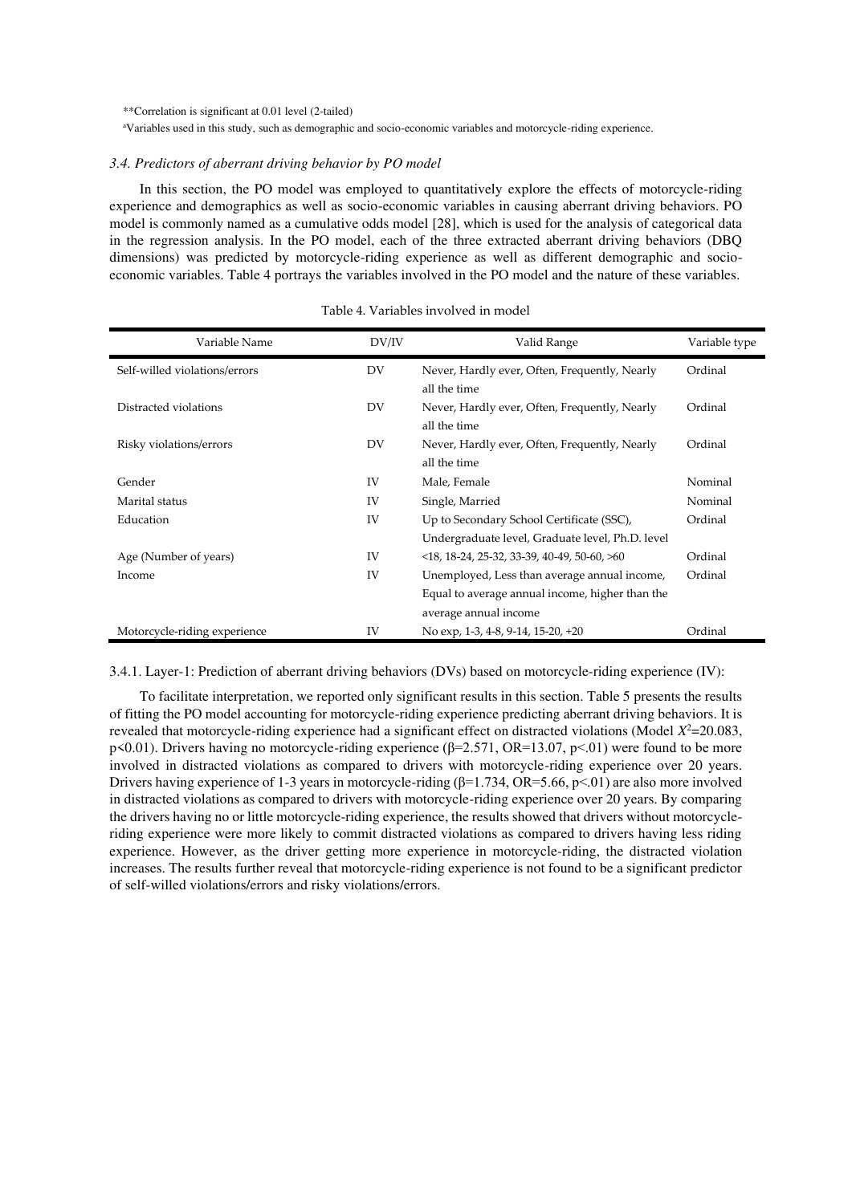**Correlation is significant at 0.01 level (2-tailed)

[a]Variables used in this study, such as demographic and socio-economic variables and motorcycle-riding experience.

### *3.4. Predictors of aberrant driving behavior by PO model*

In this section, the PO model was employed to quantitatively explore the effects of motorcycle-riding experience and demographics as well as socio-economic variables in causing aberrant driving behaviors. PO model is commonly named as a cumulative odds model [28], which is used for the analysis of categorical data in the regression analysis. In the PO model, each of the three extracted aberrant driving behaviors (DBQ dimensions) was predicted by motorcycle-riding experience as well as different demographic and socio-economic variables. Table 4 portrays the variables involved in the PO model and the nature of these variables.

Table 4. Variables involved in model

| Variable Name | DV/IV | Valid Range | Variable type |
|---|---|---|---|
| Self-willed violations/errors | DV | Never, Hardly ever, Often, Frequently, Nearly all the time | Ordinal |
| Distracted violations | DV | Never, Hardly ever, Often, Frequently, Nearly all the time | Ordinal |
| Risky violations/errors | DV | Never, Hardly ever, Often, Frequently, Nearly all the time | Ordinal |
| Gender | IV | Male, Female | Nominal |
| Marital status | IV | Single, Married | Nominal |
| Education | IV | Up to Secondary School Certificate (SSC), Undergraduate level, Graduate level, Ph.D. level | Ordinal |
| Age (Number of years) | IV | <18, 18-24, 25-32, 33-39, 40-49, 50-60, >60 | Ordinal |
| Income | IV | Unemployed, Less than average annual income, Equal to average annual income, higher than the average annual income | Ordinal |
| Motorcycle-riding experience | IV | No exp, 1-3, 4-8, 9-14, 15-20, +20 | Ordinal |

3.4.1. Layer-1: Prediction of aberrant driving behaviors (DVs) based on motorcycle-riding experience (IV):

To facilitate interpretation, we reported only significant results in this section. Table 5 presents the results of fitting the PO model accounting for motorcycle-riding experience predicting aberrant driving behaviors. It is revealed that motorcycle-riding experience had a significant effect on distracted violations (Model $X^2$=20.083, $p<0.01$). Drivers having no motorcycle-riding experience ($\beta$=2.571, OR=13.07, $p<.01$) were found to be more involved in distracted violations as compared to drivers with motorcycle-riding experience over 20 years. Drivers having experience of 1-3 years in motorcycle-riding ($\beta$=1.734, OR=5.66, $p<.01$) are also more involved in distracted violations as compared to drivers with motorcycle-riding experience over 20 years. By comparing the drivers having no or little motorcycle-riding experience, the results showed that drivers without motorcycle-riding experience were more likely to commit distracted violations as compared to drivers having less riding experience. However, as the driver getting more experience in motorcycle-riding, the distracted violation increases. The results further reveal that motorcycle-riding experience is not found to be a significant predictor of self-willed violations/errors and risky violations/errors.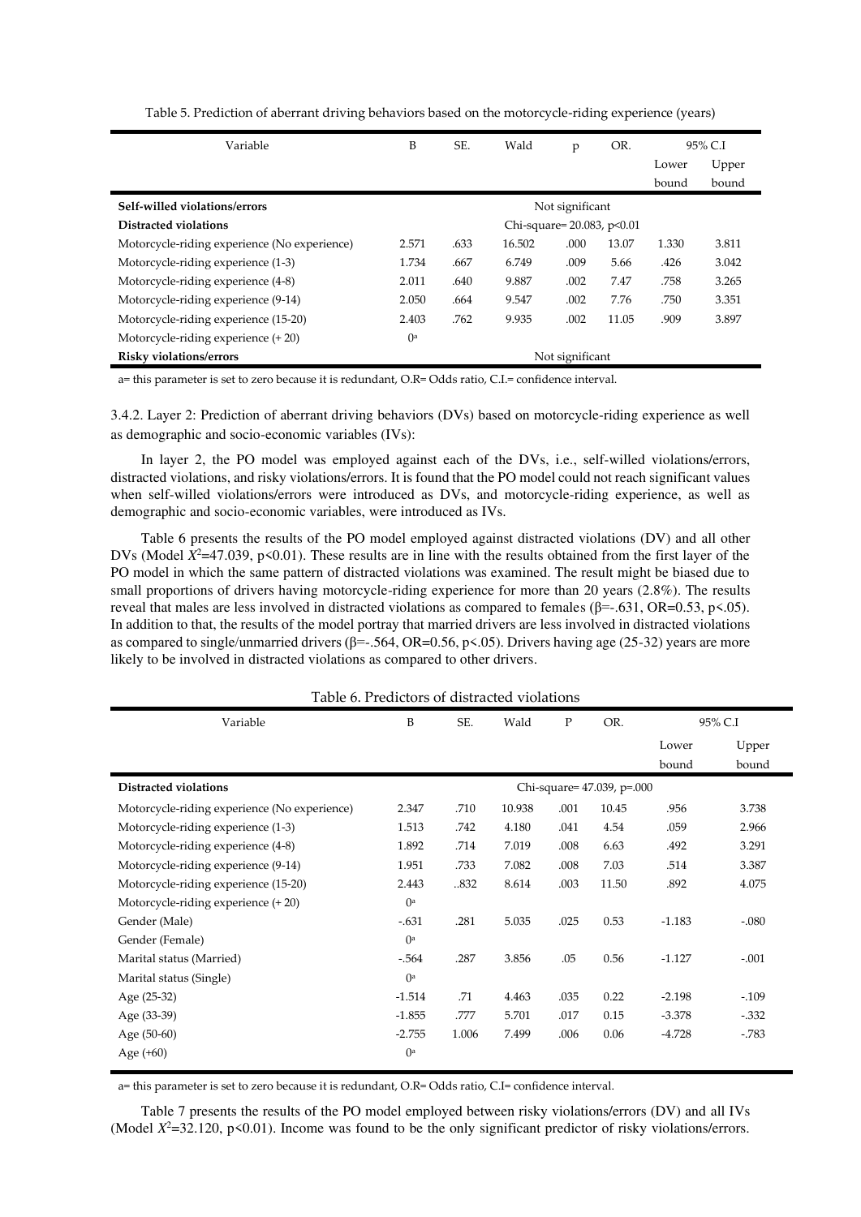Table 5. Prediction of aberrant driving behaviors based on the motorcycle-riding experience (years)

| Variable | B | SE. | Wald | p | OR. | 95% C.I | |
|---|---|---|---|---|---|---|---|
| | | | | | | Lower bound | Upper bound |
| **Self-willed violations/errors** | Not significant | | | | | | |
| **Distracted violations** | Chi-square= 20.083, p<0.01 | | | | | | |
| Motorcycle-riding experience (No experience) | 2.571 | .633 | 16.502 | .000 | 13.07 | 1.330 | 3.811 |
| Motorcycle-riding experience (1-3) | 1.734 | .667 | 6.749 | .009 | 5.66 | .426 | 3.042 |
| Motorcycle-riding experience (4-8) | 2.011 | .640 | 9.887 | .002 | 7.47 | .758 | 3.265 |
| Motorcycle-riding experience (9-14) | 2.050 | .664 | 9.547 | .002 | 7.76 | .750 | 3.351 |
| Motorcycle-riding experience (15-20) | 2.403 | .762 | 9.935 | .002 | 11.05 | .909 | 3.897 |
| Motorcycle-riding experience (+ 20) | 0[a] | | | | | | |
| **Risky violations/errors** | Not significant | | | | | | |

a= this parameter is set to zero because it is redundant, O.R= Odds ratio, C.I.= confidence interval.

3.4.2. Layer 2: Prediction of aberrant driving behaviors (DVs) based on motorcycle-riding experience as well as demographic and socio-economic variables (IVs):

In layer 2, the PO model was employed against each of the DVs, i.e., self-willed violations/errors, distracted violations, and risky violations/errors. It is found that the PO model could not reach significant values when self-willed violations/errors were introduced as DVs, and motorcycle-riding experience, as well as demographic and socio-economic variables, were introduced as IVs.

Table 6 presents the results of the PO model employed against distracted violations (DV) and all other DVs (Model $X^2$=47.039, p<0.01). These results are in line with the results obtained from the first layer of the PO model in which the same pattern of distracted violations was examined. The result might be biased due to small proportions of drivers having motorcycle-riding experience for more than 20 years (2.8%). The results reveal that males are less involved in distracted violations as compared to females (β=-.631, OR=0.53, p<.05). In addition to that, the results of the model portray that married drivers are less involved in distracted violations as compared to single/unmarried drivers (β=-.564, OR=0.56, p<.05). Drivers having age (25-32) years are more likely to be involved in distracted violations as compared to other drivers.

Table 6. Predictors of distracted violations

| Variable | B | SE. | Wald | P | OR. | 95% C.I | |
|---|---|---|---|---|---|---|---|
| | | | | | | Lower bound | Upper bound |
| **Distracted violations** | Chi-square= 47.039, p=.000 | | | | | | |
| Motorcycle-riding experience (No experience) | 2.347 | .710 | 10.938 | .001 | 10.45 | .956 | 3.738 |
| Motorcycle-riding experience (1-3) | 1.513 | .742 | 4.180 | .041 | 4.54 | .059 | 2.966 |
| Motorcycle-riding experience (4-8) | 1.892 | .714 | 7.019 | .008 | 6.63 | .492 | 3.291 |
| Motorcycle-riding experience (9-14) | 1.951 | .733 | 7.082 | .008 | 7.03 | .514 | 3.387 |
| Motorcycle-riding experience (15-20) | 2.443 | ..832 | 8.614 | .003 | 11.50 | .892 | 4.075 |
| Motorcycle-riding experience (+ 20) | 0[a] | | | | | | |
| Gender (Male) | -.631 | .281 | 5.035 | .025 | 0.53 | -1.183 | -.080 |
| Gender (Female) | 0[a] | | | | | | |
| Marital status (Married) | -.564 | .287 | 3.856 | .05 | 0.56 | -1.127 | -.001 |
| Marital status (Single) | 0[a] | | | | | | |
| Age (25-32) | -1.514 | .71 | 4.463 | .035 | 0.22 | -2.198 | -.109 |
| Age (33-39) | -1.855 | .777 | 5.701 | .017 | 0.15 | -3.378 | -.332 |
| Age (50-60) | -2.755 | 1.006 | 7.499 | .006 | 0.06 | -4.728 | -.783 |
| Age (+60) | 0[a] | | | | | | |

a= this parameter is set to zero because it is redundant, O.R= Odds ratio, C.I= confidence interval.

Table 7 presents the results of the PO model employed between risky violations/errors (DV) and all IVs (Model $X^2$=32.120, p<0.01). Income was found to be the only significant predictor of risky violations/errors.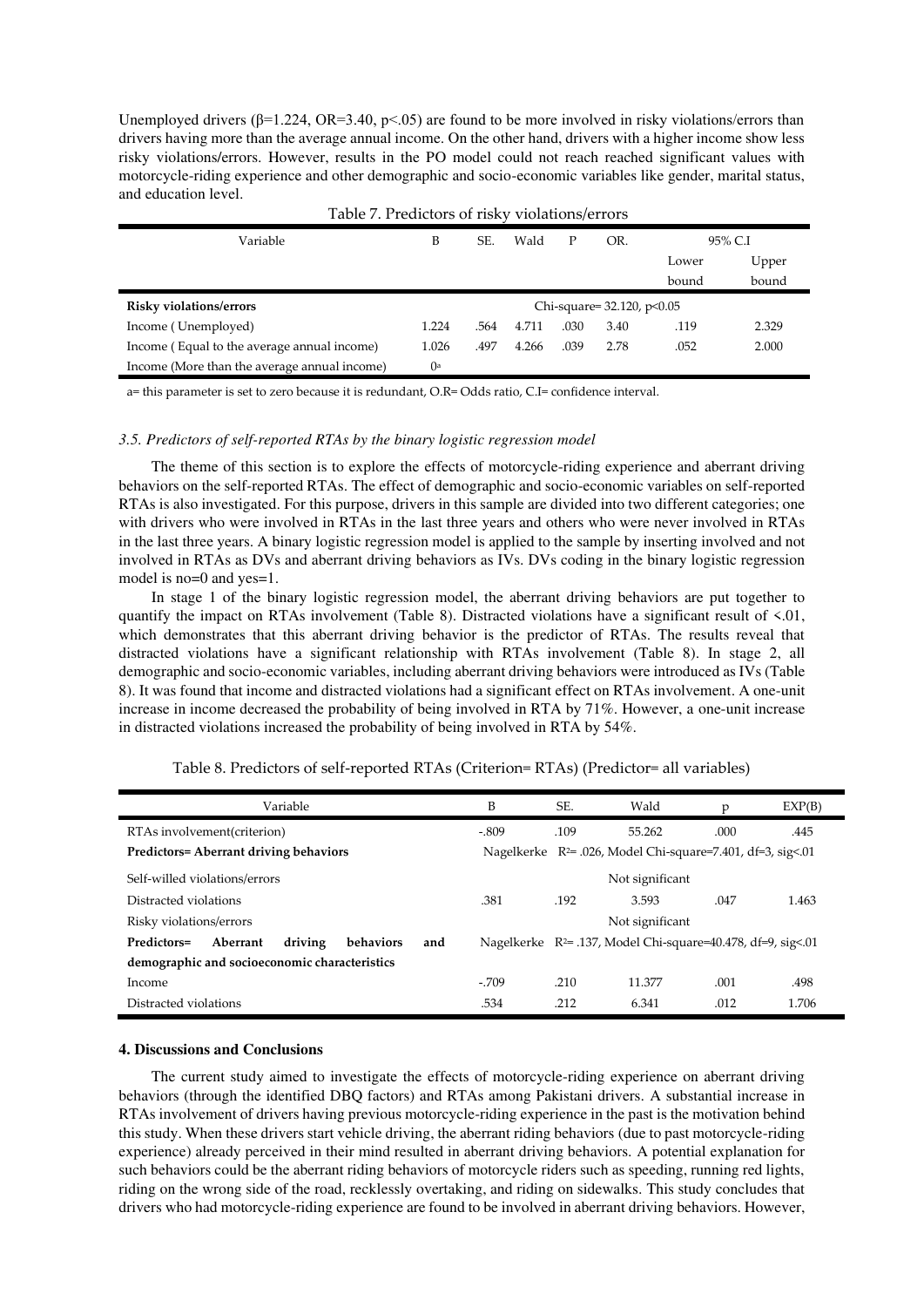Unemployed drivers (β=1.224, OR=3.40, p<.05) are found to be more involved in risky violations/errors than drivers having more than the average annual income. On the other hand, drivers with a higher income show less risky violations/errors. However, results in the PO model could not reach reached significant values with motorcycle-riding experience and other demographic and socio-economic variables like gender, marital status, and education level.

Table 7. Predictors of risky violations/errors

| Variable | B | SE. | Wald | P | OR. | 95% C.I | |
|---|---|---|---|---|---|---|---|
| | | | | | | Lower bound | Upper bound |
| **Risky violations/errors** | Chi-square= 32.120, p<0.05 | | | | | | |
| Income ( Unemployed) | 1.224 | .564 | 4.711 | .030 | 3.40 | .119 | 2.329 |
| Income ( Equal to the average annual income) | 1.026 | .497 | 4.266 | .039 | 2.78 | .052 | 2.000 |
| Income (More than the average annual income) | 0[a] | | | | | | |

a= this parameter is set to zero because it is redundant, O.R= Odds ratio, C.I= confidence interval.

### *3.5. Predictors of self-reported RTAs by the binary logistic regression model*

The theme of this section is to explore the effects of motorcycle-riding experience and aberrant driving behaviors on the self-reported RTAs. The effect of demographic and socio-economic variables on self-reported RTAs is also investigated. For this purpose, drivers in this sample are divided into two different categories; one with drivers who were involved in RTAs in the last three years and others who were never involved in RTAs in the last three years. A binary logistic regression model is applied to the sample by inserting involved and not involved in RTAs as DVs and aberrant driving behaviors as IVs. DVs coding in the binary logistic regression model is no=0 and yes=1.

In stage 1 of the binary logistic regression model, the aberrant driving behaviors are put together to quantify the impact on RTAs involvement (Table 8). Distracted violations have a significant result of <.01, which demonstrates that this aberrant driving behavior is the predictor of RTAs. The results reveal that distracted violations have a significant relationship with RTAs involvement (Table 8). In stage 2, all demographic and socio-economic variables, including aberrant driving behaviors were introduced as IVs (Table 8). It was found that income and distracted violations had a significant effect on RTAs involvement. A one-unit increase in income decreased the probability of being involved in RTA by 71%. However, a one-unit increase in distracted violations increased the probability of being involved in RTA by 54%.

Table 8. Predictors of self-reported RTAs (Criterion= RTAs) (Predictor= all variables)

| Variable | B | SE. | Wald | p | EXP(B) |
|---|---|---|---|---|---|
| RTAs involvement(criterion) | -.809 | .109 | 55.262 | .000 | .445 |
| **Predictors= Aberrant driving behaviors** | Nagelkerke $R^2$= .026, Model Chi-square=7.401, df=3, sig<.01 | | | | |
| Self-willed violations/errors | Not significant | | | | |
| Distracted violations | .381 | .192 | 3.593 | .047 | 1.463 |
| Risky violations/errors | Not significant | | | | |
| **Predictors= Aberrant driving behaviors and demographic and socioeconomic characteristics** | Nagelkerke $R^2$= .137, Model Chi-square=40.478, df=9, sig<.01 | | | | |
| Income | -.709 | .210 | 11.377 | .001 | .498 |
| Distracted violations | .534 | .212 | 6.341 | .012 | 1.706 |

## 4. Discussions and Conclusions

The current study aimed to investigate the effects of motorcycle-riding experience on aberrant driving behaviors (through the identified DBQ factors) and RTAs among Pakistani drivers. A substantial increase in RTAs involvement of drivers having previous motorcycle-riding experience in the past is the motivation behind this study. When these drivers start vehicle driving, the aberrant riding behaviors (due to past motorcycle-riding experience) already perceived in their mind resulted in aberrant driving behaviors. A potential explanation for such behaviors could be the aberrant riding behaviors of motorcycle riders such as speeding, running red lights, riding on the wrong side of the road, recklessly overtaking, and riding on sidewalks. This study concludes that drivers who had motorcycle-riding experience are found to be involved in aberrant driving behaviors. However,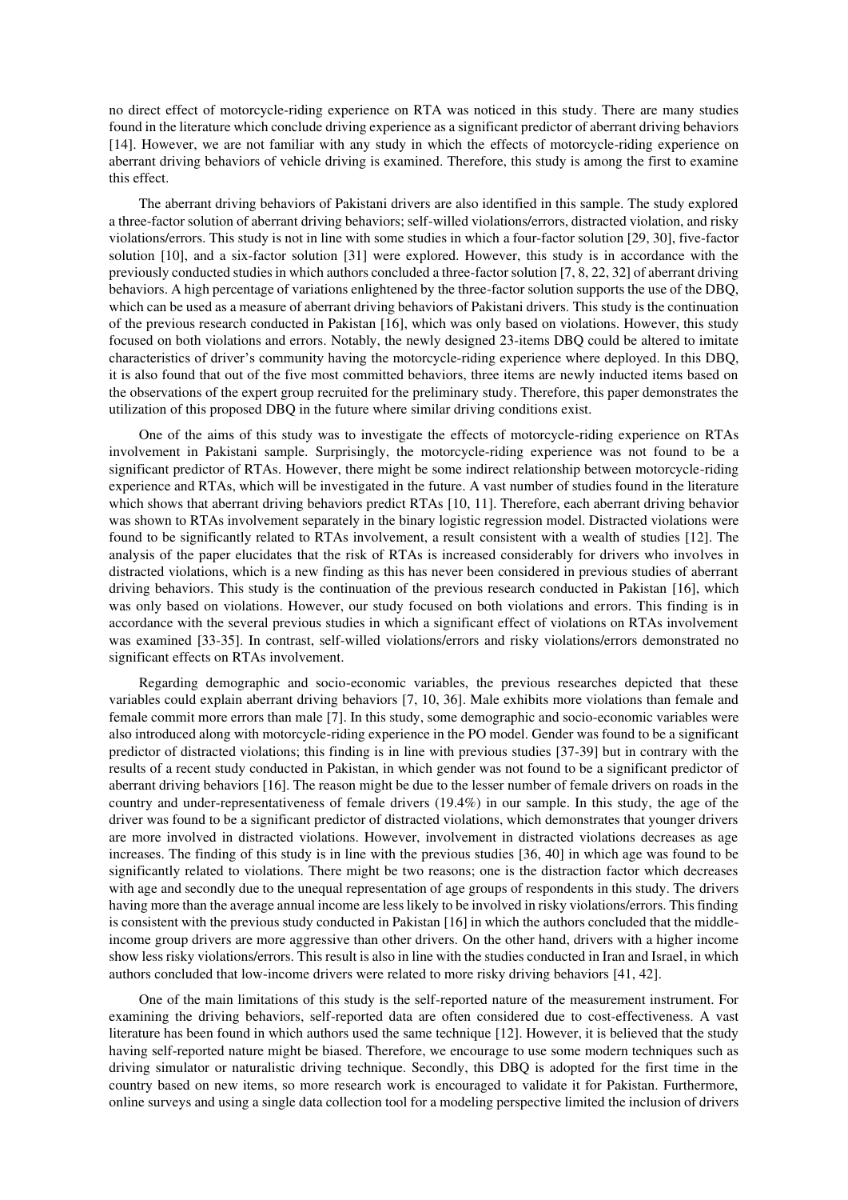no direct effect of motorcycle-riding experience on RTA was noticed in this study. There are many studies found in the literature which conclude driving experience as a significant predictor of aberrant driving behaviors [14]. However, we are not familiar with any study in which the effects of motorcycle-riding experience on aberrant driving behaviors of vehicle driving is examined. Therefore, this study is among the first to examine this effect.

The aberrant driving behaviors of Pakistani drivers are also identified in this sample. The study explored a three-factor solution of aberrant driving behaviors; self-willed violations/errors, distracted violation, and risky violations/errors. This study is not in line with some studies in which a four-factor solution [29, 30], five-factor solution [10], and a six-factor solution [31] were explored. However, this study is in accordance with the previously conducted studies in which authors concluded a three-factor solution [7, 8, 22, 32] of aberrant driving behaviors. A high percentage of variations enlightened by the three-factor solution supports the use of the DBQ, which can be used as a measure of aberrant driving behaviors of Pakistani drivers. This study is the continuation of the previous research conducted in Pakistan [16], which was only based on violations. However, this study focused on both violations and errors. Notably, the newly designed 23-items DBQ could be altered to imitate characteristics of driver's community having the motorcycle-riding experience where deployed. In this DBQ, it is also found that out of the five most committed behaviors, three items are newly inducted items based on the observations of the expert group recruited for the preliminary study. Therefore, this paper demonstrates the utilization of this proposed DBQ in the future where similar driving conditions exist.

One of the aims of this study was to investigate the effects of motorcycle-riding experience on RTAs involvement in Pakistani sample. Surprisingly, the motorcycle-riding experience was not found to be a significant predictor of RTAs. However, there might be some indirect relationship between motorcycle-riding experience and RTAs, which will be investigated in the future. A vast number of studies found in the literature which shows that aberrant driving behaviors predict RTAs [10, 11]. Therefore, each aberrant driving behavior was shown to RTAs involvement separately in the binary logistic regression model. Distracted violations were found to be significantly related to RTAs involvement, a result consistent with a wealth of studies [12]. The analysis of the paper elucidates that the risk of RTAs is increased considerably for drivers who involves in distracted violations, which is a new finding as this has never been considered in previous studies of aberrant driving behaviors. This study is the continuation of the previous research conducted in Pakistan [16], which was only based on violations. However, our study focused on both violations and errors. This finding is in accordance with the several previous studies in which a significant effect of violations on RTAs involvement was examined [33-35]. In contrast, self-willed violations/errors and risky violations/errors demonstrated no significant effects on RTAs involvement.

Regarding demographic and socio-economic variables, the previous researches depicted that these variables could explain aberrant driving behaviors [7, 10, 36]. Male exhibits more violations than female and female commit more errors than male [7]. In this study, some demographic and socio-economic variables were also introduced along with motorcycle-riding experience in the PO model. Gender was found to be a significant predictor of distracted violations; this finding is in line with previous studies [37-39] but in contrary with the results of a recent study conducted in Pakistan, in which gender was not found to be a significant predictor of aberrant driving behaviors [16]. The reason might be due to the lesser number of female drivers on roads in the country and under-representativeness of female drivers (19.4%) in our sample. In this study, the age of the driver was found to be a significant predictor of distracted violations, which demonstrates that younger drivers are more involved in distracted violations. However, involvement in distracted violations decreases as age increases. The finding of this study is in line with the previous studies [36, 40] in which age was found to be significantly related to violations. There might be two reasons; one is the distraction factor which decreases with age and secondly due to the unequal representation of age groups of respondents in this study. The drivers having more than the average annual income are less likely to be involved in risky violations/errors. This finding is consistent with the previous study conducted in Pakistan [16] in which the authors concluded that the middle-income group drivers are more aggressive than other drivers. On the other hand, drivers with a higher income show less risky violations/errors. This result is also in line with the studies conducted in Iran and Israel, in which authors concluded that low-income drivers were related to more risky driving behaviors [41, 42].

One of the main limitations of this study is the self-reported nature of the measurement instrument. For examining the driving behaviors, self-reported data are often considered due to cost-effectiveness. A vast literature has been found in which authors used the same technique [12]. However, it is believed that the study having self-reported nature might be biased. Therefore, we encourage to use some modern techniques such as driving simulator or naturalistic driving technique. Secondly, this DBQ is adopted for the first time in the country based on new items, so more research work is encouraged to validate it for Pakistan. Furthermore, online surveys and using a single data collection tool for a modeling perspective limited the inclusion of drivers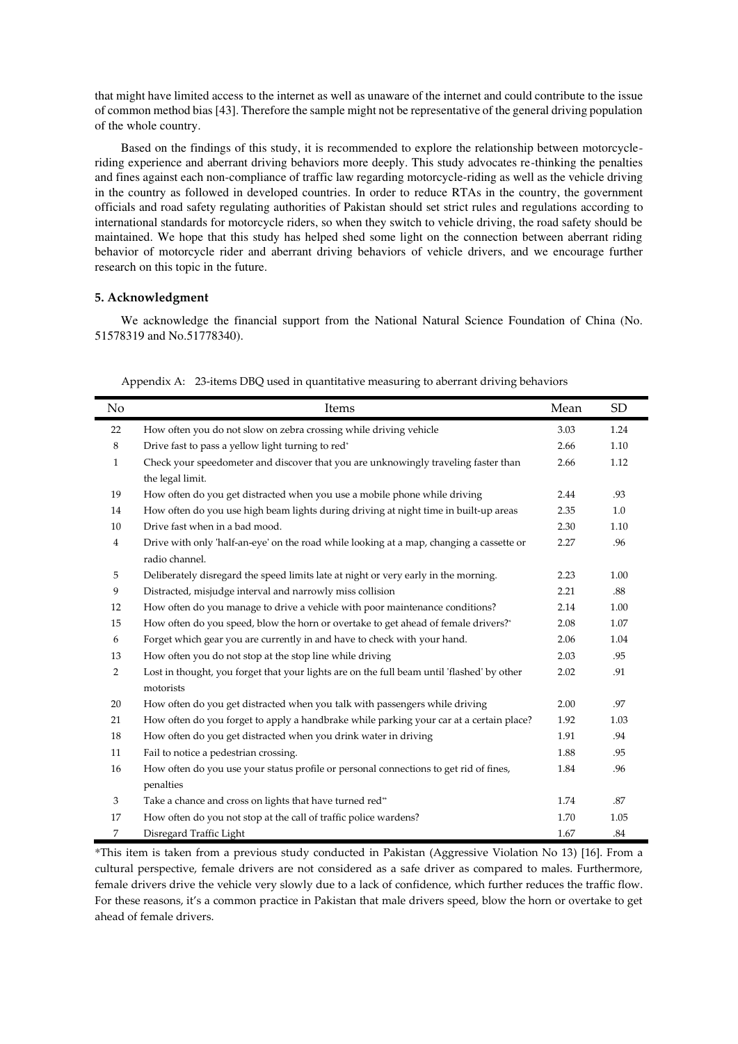that might have limited access to the internet as well as unaware of the internet and could contribute to the issue of common method bias [43]. Therefore the sample might not be representative of the general driving population of the whole country.

Based on the findings of this study, it is recommended to explore the relationship between motorcycle-riding experience and aberrant driving behaviors more deeply. This study advocates re-thinking the penalties and fines against each non-compliance of traffic law regarding motorcycle-riding as well as the vehicle driving in the country as followed in developed countries. In order to reduce RTAs in the country, the government officials and road safety regulating authorities of Pakistan should set strict rules and regulations according to international standards for motorcycle riders, so when they switch to vehicle driving, the road safety should be maintained. We hope that this study has helped shed some light on the connection between aberrant riding behavior of motorcycle rider and aberrant driving behaviors of vehicle drivers, and we encourage further research on this topic in the future.

## 5. Acknowledgment

We acknowledge the financial support from the National Natural Science Foundation of China (No. 51578319 and No.51778340).

Appendix A: 23-items DBQ used in quantitative measuring to aberrant driving behaviors

| No | Items | Mean | SD |
|---|---|---|---|
| 22 | How often you do not slow on zebra crossing while driving vehicle | 3.03 | 1.24 |
| 8 | Drive fast to pass a yellow light turning to red* | 2.66 | 1.10 |
| 1 | Check your speedometer and discover that you are unknowingly traveling faster than the legal limit. | 2.66 | 1.12 |
| 19 | How often do you get distracted when you use a mobile phone while driving | 2.44 | .93 |
| 14 | How often do you use high beam lights during driving at night time in built-up areas | 2.35 | 1.0 |
| 10 | Drive fast when in a bad mood. | 2.30 | 1.10 |
| 4 | Drive with only 'half-an-eye' on the road while looking at a map, changing a cassette or radio channel. | 2.27 | .96 |
| 5 | Deliberately disregard the speed limits late at night or very early in the morning. | 2.23 | 1.00 |
| 9 | Distracted, misjudge interval and narrowly miss collision | 2.21 | .88 |
| 12 | How often do you manage to drive a vehicle with poor maintenance conditions? | 2.14 | 1.00 |
| 15 | How often do you speed, blow the horn or overtake to get ahead of female drivers?* | 2.08 | 1.07 |
| 6 | Forget which gear you are currently in and have to check with your hand. | 2.06 | 1.04 |
| 13 | How often you do not stop at the stop line while driving | 2.03 | .95 |
| 2 | Lost in thought, you forget that your lights are on the full beam until 'flashed' by other motorists | 2.02 | .91 |
| 20 | How often do you get distracted when you talk with passengers while driving | 2.00 | .97 |
| 21 | How often do you forget to apply a handbrake while parking your car at a certain place? | 1.92 | 1.03 |
| 18 | How often do you get distracted when you drink water in driving | 1.91 | .94 |
| 11 | Fail to notice a pedestrian crossing. | 1.88 | .95 |
| 16 | How often do you use your status profile or personal connections to get rid of fines, penalties | 1.84 | .96 |
| 3 | Take a chance and cross on lights that have turned red** | 1.74 | .87 |
| 17 | How often do you not stop at the call of traffic police wardens? | 1.70 | 1.05 |
| 7 | Disregard Traffic Light | 1.67 | .84 |

*This item is taken from a previous study conducted in Pakistan (Aggressive Violation No 13) [16]. From a cultural perspective, female drivers are not considered as a safe driver as compared to males. Furthermore, female drivers drive the vehicle very slowly due to a lack of confidence, which further reduces the traffic flow. For these reasons, it's a common practice in Pakistan that male drivers speed, blow the horn or overtake to get ahead of female drivers.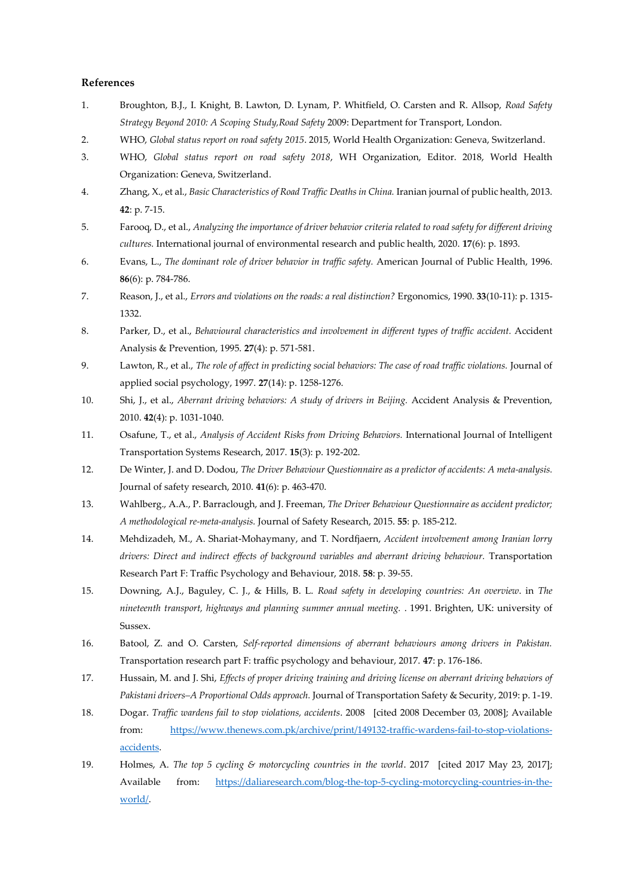**References**

1. Broughton, B.J., I. Knight, B. Lawton, D. Lynam, P. Whitfield, O. Carsten and R. Allsop, *Road Safety Strategy Beyond 2010: A Scoping Study,Road Safety* 2009: Department for Transport, London.
2. WHO, *Global status report on road safety 2015*. 2015, World Health Organization: Geneva, Switzerland.
3. WHO, *Global status report on road safety 2018*, WH Organization, Editor. 2018, World Health Organization: Geneva, Switzerland.
4. Zhang, X., et al., *Basic Characteristics of Road Traffic Deaths in China.* Iranian journal of public health, 2013. **42**: p. 7-15.
5. Farooq, D., et al., *Analyzing the importance of driver behavior criteria related to road safety for different driving cultures.* International journal of environmental research and public health, 2020. **17**(6): p. 1893.
6. Evans, L., *The dominant role of driver behavior in traffic safety.* American Journal of Public Health, 1996. **86**(6): p. 784-786.
7. Reason, J., et al., *Errors and violations on the roads: a real distinction?* Ergonomics, 1990. **33**(10-11): p. 1315-1332.
8. Parker, D., et al., *Behavioural characteristics and involvement in different types of traffic accident.* Accident Analysis & Prevention, 1995. **27**(4): p. 571-581.
9. Lawton, R., et al., *The role of affect in predicting social behaviors: The case of road traffic violations.* Journal of applied social psychology, 1997. **27**(14): p. 1258-1276.
10. Shi, J., et al., *Aberrant driving behaviors: A study of drivers in Beijing.* Accident Analysis & Prevention, 2010. **42**(4): p. 1031-1040.
11. Osafune, T., et al., *Analysis of Accident Risks from Driving Behaviors.* International Journal of Intelligent Transportation Systems Research, 2017. **15**(3): p. 192-202.
12. De Winter, J. and D. Dodou, *The Driver Behaviour Questionnaire as a predictor of accidents: A meta-analysis.* Journal of safety research, 2010. **41**(6): p. 463-470.
13. Wahlberg., A.A., P. Barraclough, and J. Freeman, *The Driver Behaviour Questionnaire as accident predictor; A methodological re-meta-analysis.* Journal of Safety Research, 2015. **55**: p. 185-212.
14. Mehdizadeh, M., A. Shariat-Mohaymany, and T. Nordfjaern, *Accident involvement among Iranian lorry drivers: Direct and indirect effects of background variables and aberrant driving behaviour.* Transportation Research Part F: Traffic Psychology and Behaviour, 2018. **58**: p. 39-55.
15. Downing, A.J., Baguley, C. J., & Hills, B. L. *Road safety in developing countries: An overview*. in *The nineteenth transport, highways and planning summer annual meeting.* . 1991. Brighten, UK: university of Sussex.
16. Batool, Z. and O. Carsten, *Self-reported dimensions of aberrant behaviours among drivers in Pakistan.* Transportation research part F: traffic psychology and behaviour, 2017. **47**: p. 176-186.
17. Hussain, M. and J. Shi, *Effects of proper driving training and driving license on aberrant driving behaviors of Pakistani drivers–A Proportional Odds approach.* Journal of Transportation Safety & Security, 2019: p. 1-19.
18. Dogar. *Traffic wardens fail to stop violations, accidents*. 2008 [cited 2008 December 03, 2008]; Available from: https://www.thenews.com.pk/archive/print/149132-traffic-wardens-fail-to-stop-violations-accidents.
19. Holmes, A. *The top 5 cycling & motorcycling countries in the world*. 2017 [cited 2017 May 23, 2017]; Available from: https://daliaresearch.com/blog-the-top-5-cycling-motorcycling-countries-in-the-world/.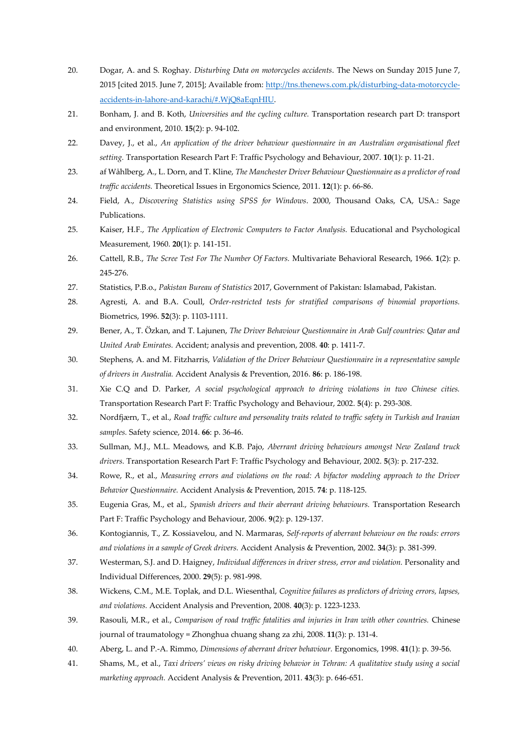20. Dogar, A. and S. Roghay. *Disturbing Data on motorcycles accidents*. The News on Sunday 2015 June 7, 2015 [cited 2015. June 7, 2015]; Available from: http://tns.thenews.com.pk/disturbing-data-motorcycle-accidents-in-lahore-and-karachi/#.WjQ8aEqnHIU.
21. Bonham, J. and B. Koth, *Universities and the cycling culture.* Transportation research part D: transport and environment, 2010. **15**(2): p. 94-102.
22. Davey, J., et al., *An application of the driver behaviour questionnaire in an Australian organisational fleet setting.* Transportation Research Part F: Traffic Psychology and Behaviour, 2007. **10**(1): p. 11-21.
23. af Wåhlberg, A., L. Dorn, and T. Kline, *The Manchester Driver Behaviour Questionnaire as a predictor of road traffic accidents.* Theoretical Issues in Ergonomics Science, 2011. **12**(1): p. 66-86.
24. Field, A., *Discovering Statistics using SPSS for Windows*. 2000, Thousand Oaks, CA, USA.: Sage Publications.
25. Kaiser, H.F., *The Application of Electronic Computers to Factor Analysis.* Educational and Psychological Measurement, 1960. **20**(1): p. 141-151.
26. Cattell, R.B., *The Scree Test For The Number Of Factors.* Multivariate Behavioral Research, 1966. **1**(2): p. 245-276.
27. Statistics, P.B.o., *Pakistan Bureau of Statistics* 2017, Government of Pakistan: Islamabad, Pakistan.
28. Agresti, A. and B.A. Coull, *Order-restricted tests for stratified comparisons of binomial proportions.* Biometrics, 1996. **52**(3): p. 1103-1111.
29. Bener, A., T. Özkan, and T. Lajunen, *The Driver Behaviour Questionnaire in Arab Gulf countries: Qatar and United Arab Emirates.* Accident; analysis and prevention, 2008. **40**: p. 1411-7.
30. Stephens, A. and M. Fitzharris, *Validation of the Driver Behaviour Questionnaire in a representative sample of drivers in Australia.* Accident Analysis & Prevention, 2016. **86**: p. 186-198.
31. Xie C.Q and D. Parker, *A social psychological approach to driving violations in two Chinese cities.* Transportation Research Part F: Traffic Psychology and Behaviour, 2002. **5**(4): p. 293-308.
32. Nordfjærn, T., et al., *Road traffic culture and personality traits related to traffic safety in Turkish and Iranian samples.* Safety science, 2014. **66**: p. 36-46.
33. Sullman, M.J., M.L. Meadows, and K.B. Pajo, *Aberrant driving behaviours amongst New Zealand truck drivers.* Transportation Research Part F: Traffic Psychology and Behaviour, 2002. **5**(3): p. 217-232.
34. Rowe, R., et al., *Measuring errors and violations on the road: A bifactor modeling approach to the Driver Behavior Questionnaire.* Accident Analysis & Prevention, 2015. **74**: p. 118-125.
35. Eugenia Gras, M., et al., *Spanish drivers and their aberrant driving behaviours.* Transportation Research Part F: Traffic Psychology and Behaviour, 2006. **9**(2): p. 129-137.
36. Kontogiannis, T., Z. Kossiavelou, and N. Marmaras, *Self-reports of aberrant behaviour on the roads: errors and violations in a sample of Greek drivers.* Accident Analysis & Prevention, 2002. **34**(3): p. 381-399.
37. Westerman, S.J. and D. Haigney, *Individual differences in driver stress, error and violation.* Personality and Individual Differences, 2000. **29**(5): p. 981-998.
38. Wickens, C.M., M.E. Toplak, and D.L. Wiesenthal, *Cognitive failures as predictors of driving errors, lapses, and violations.* Accident Analysis and Prevention, 2008. **40**(3): p. 1223-1233.
39. Rasouli, M.R., et al., *Comparison of road traffic fatalities and injuries in Iran with other countries.* Chinese journal of traumatology = Zhonghua chuang shang za zhi, 2008. **11**(3): p. 131-4.
40. Aberg, L. and P.-A. Rimmo, *Dimensions of aberrant driver behaviour.* Ergonomics, 1998. **41**(1): p. 39-56.
41. Shams, M., et al., *Taxi drivers' views on risky driving behavior in Tehran: A qualitative study using a social marketing approach.* Accident Analysis & Prevention, 2011. **43**(3): p. 646-651.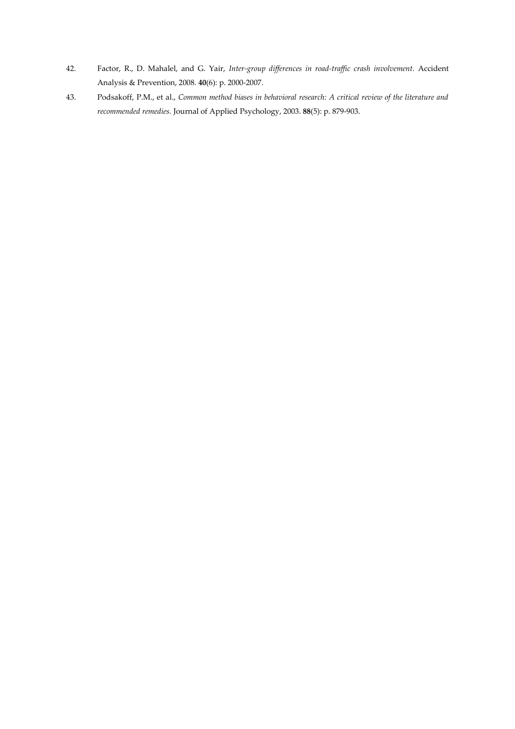42. Factor, R., D. Mahalel, and G. Yair, *Inter-group differences in road-traffic crash involvement.* Accident Analysis & Prevention, 2008. **40**(6): p. 2000-2007.
43. Podsakoff, P.M., et al., *Common method biases in behavioral research: A critical review of the literature and recommended remedies.* Journal of Applied Psychology, 2003. **88**(5): p. 879-903.